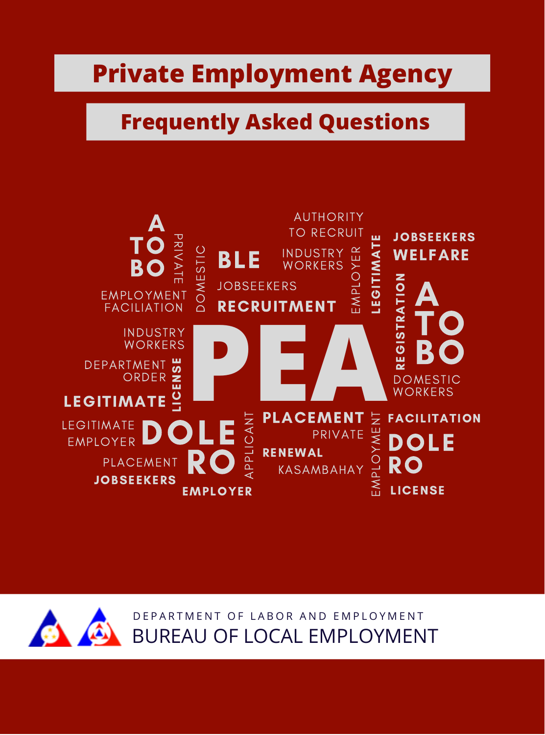# Private Employment Agency

## Frequently Asked Questions

A TO BO PRIVATE DOMESTIC BLE AUTHORITY TO RECRUIT INDUSTRY WORKERS EMPLOYER LEGITIMATE JOBSEEKERS WELFARE EMPLOYMENT FACILIATION JOBSEEKERS RECRUITMENT REGISTRATION A TO BO INDUSTRY WORKERS DEPARTMENT ORDER LICENSE PEA DOMESTIC WORKERS LEGITIMATE LEGITIMATE EMPLOYER DOLE APPLICANT PLACEMENT PRIVATE EMPLOYMENT FACILITATION DOLE PLACEMENT RO RENEWAL KASAMBAHAY RO JOBSEEKERS EMPLOYER LICENSE

DEPARTMENT OF LABOR AND EMPLOYMENT

BUREAU OF LOCAL EMPLOYMENT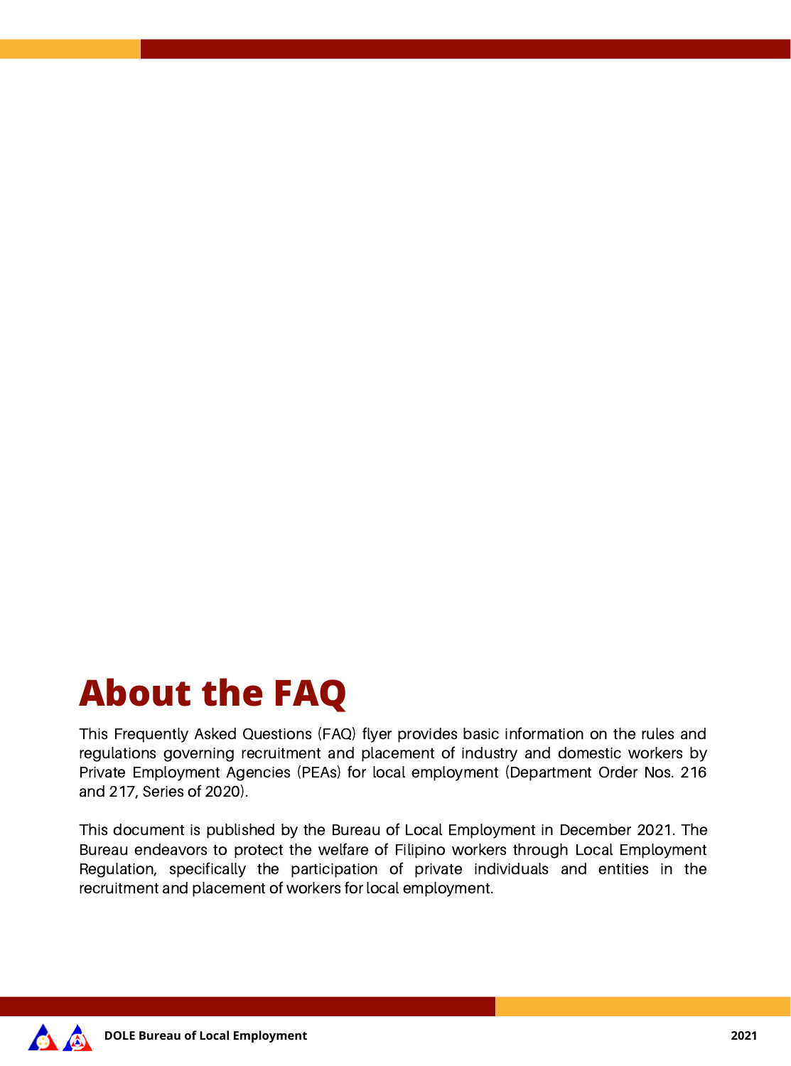# About the FAQ

This Frequently Asked Questions (FAQ) flyer provides basic information on the rules and regulations governing recruitment and placement of industry and domestic workers by Private Employment Agencies (PEAs) for local employment (Department Order Nos. 216 and 217, Series of 2020).

This document is published by the Bureau of Local Employment in December 2021. The Bureau endeavors to protect the welfare of Filipino workers through Local Employment Regulation, specifically the participation of private individuals and entities in the recruitment and placement of workers for local employment.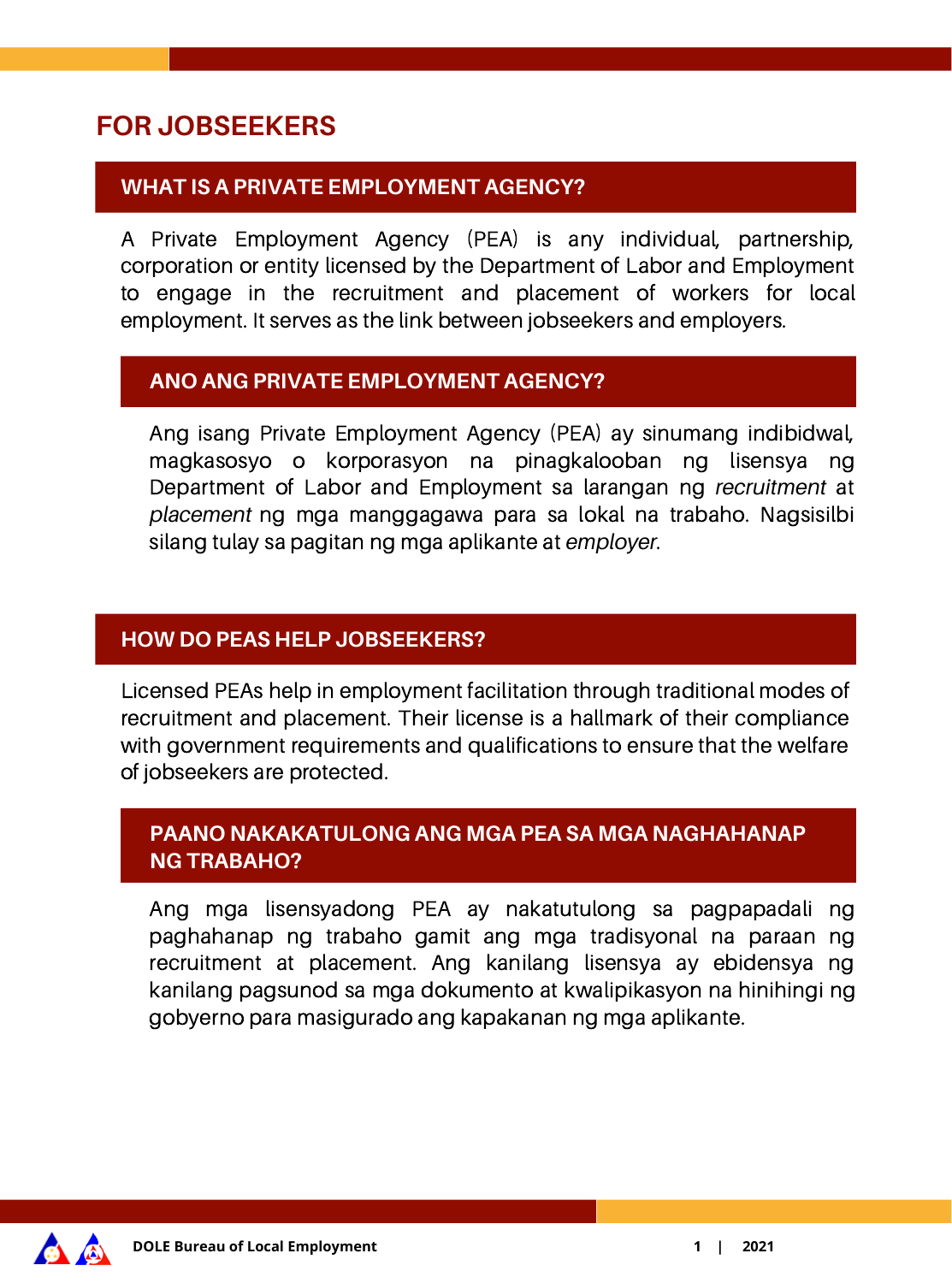# FOR JOBSEEKERS

## WHAT IS A PRIVATE EMPLOYMENT AGENCY?

A Private Employment Agency (PEA) is any individual, partnership, corporation or entity licensed by the Department of Labor and Employment to engage in the recruitment and placement of workers for local employment. It serves as the link between jobseekers and employers.

## ANO ANG PRIVATE EMPLOYMENT AGENCY?

Ang isang Private Employment Agency (PEA) ay sinumang indibidwal, magkasosyo o korporasyon na pinagkalooban ng lisensya ng Department of Labor and Employment sa larangan ng *recruitment* at *placement* ng mga manggagawa para sa lokal na trabaho. Nagsisilbi silang tulay sa pagitan ng mga aplikante at *employer*.

## HOW DO PEAS HELP JOBSEEKERS?

Licensed PEAs help in employment facilitation through traditional modes of recruitment and placement. Their license is a hallmark of their compliance with government requirements and qualifications to ensure that the welfare of jobseekers are protected.

## PAANO NAKAKATULONG ANG MGA PEA SA MGA NAGHAHANAP NG TRABAHO?

Ang mga lisensyadong PEA ay nakatutulong sa pagpapadali ng paghahanap ng trabaho gamit ang mga tradisyonal na paraan ng recruitment at placement. Ang kanilang lisensya ay ebidensya ng kanilang pagsunod sa mga dokumento at kwalipikasyon na hinihingi ng gobyerno para masigurado ang kapakanan ng mga aplikante.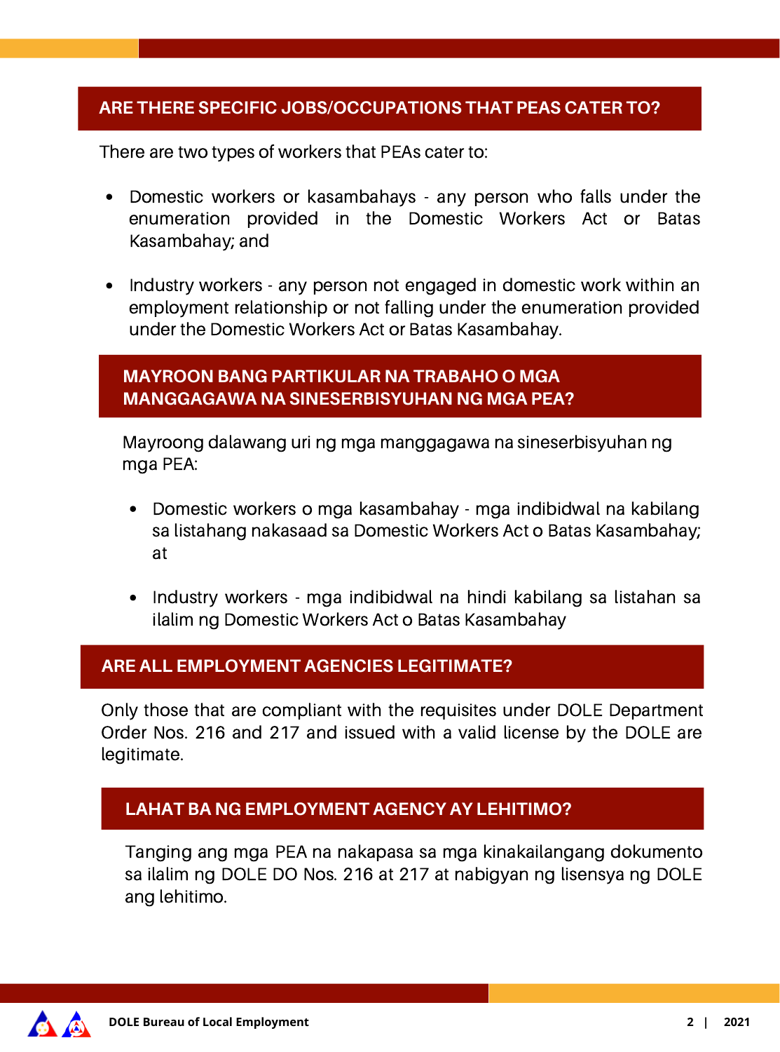## ARE THERE SPECIFIC JOBS/OCCUPATIONS THAT PEAS CATER TO?

There are two types of workers that PEAs cater to:

- Domestic workers or kasambahays - any person who falls under the enumeration provided in the Domestic Workers Act or Batas Kasambahay; and
- Industry workers - any person not engaged in domestic work within an employment relationship or not falling under the enumeration provided under the Domestic Workers Act or Batas Kasambahay.

## MAYROON BANG PARTIKULAR NA TRABAHO O MGA MANGGAGAWA NA SINESERBISYUHAN NG MGA PEA?

Mayroong dalawang uri ng mga manggagawa na sineserbisyuhan ng mga PEA:

- Domestic workers o mga kasambahay - mga indibidwal na kabilang sa listahang nakasaad sa Domestic Workers Act o Batas Kasambahay; at
- Industry workers - mga indibidwal na hindi kabilang sa listahan sa ilalim ng Domestic Workers Act o Batas Kasambahay

## ARE ALL EMPLOYMENT AGENCIES LEGITIMATE?

Only those that are compliant with the requisites under DOLE Department Order Nos. 216 and 217 and issued with a valid license by the DOLE are legitimate.

## LAHAT BA NG EMPLOYMENT AGENCY AY LEHITIMO?

Tanging ang mga PEA na nakapasa sa mga kinakailangang dokumento sa ilalim ng DOLE DO Nos. 216 at 217 at nabigyan ng lisensya ng DOLE ang lehitimo.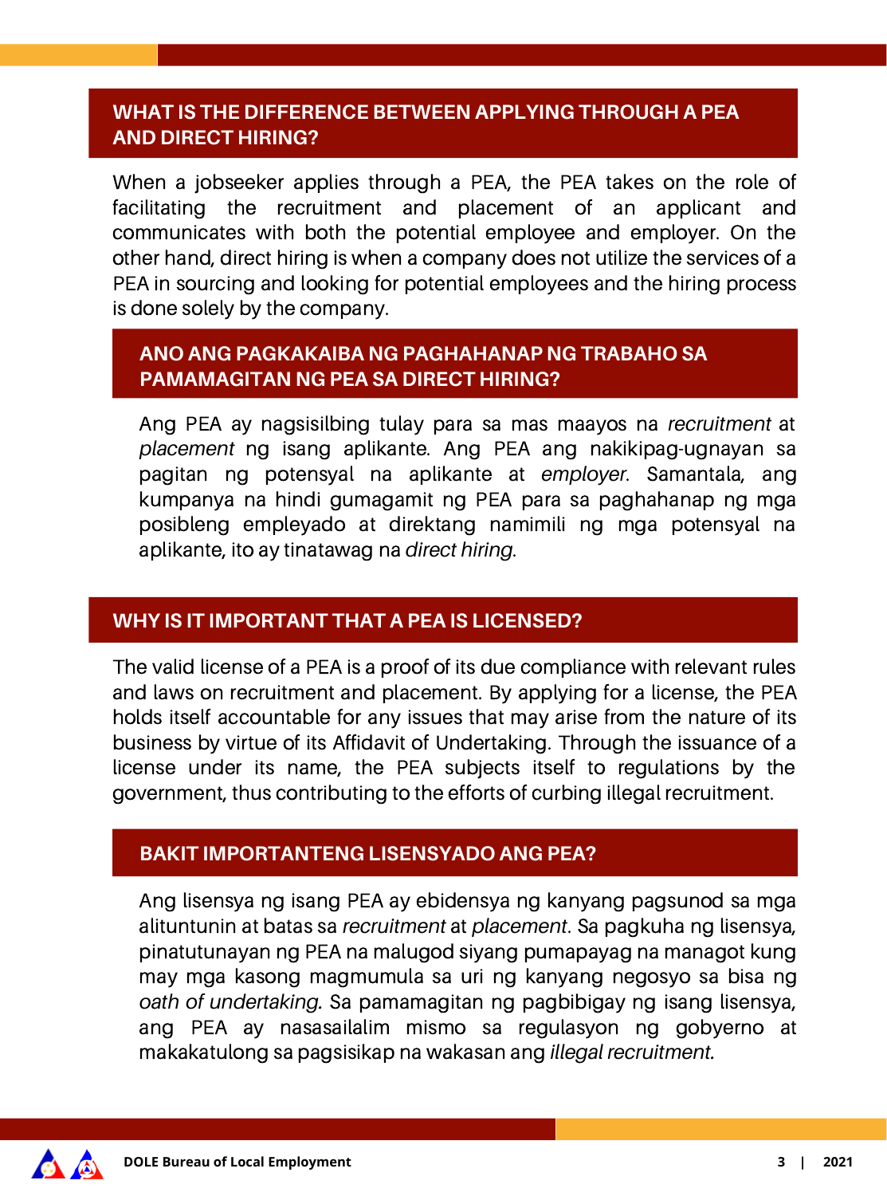## WHAT IS THE DIFFERENCE BETWEEN APPLYING THROUGH A PEA AND DIRECT HIRING?

When a jobseeker applies through a PEA, the PEA takes on the role of facilitating the recruitment and placement of an applicant and communicates with both the potential employee and employer. On the other hand, direct hiring is when a company does not utilize the services of a PEA in sourcing and looking for potential employees and the hiring process is done solely by the company.

### ANO ANG PAGKAKAIBA NG PAGHAHANAP NG TRABAHO SA PAMAMAGITAN NG PEA SA DIRECT HIRING?

Ang PEA ay nagsisilbing tulay para sa mas maayos na *recruitment* at *placement* ng isang aplikante. Ang PEA ang nakikipag-ugnayan sa pagitan ng potensyal na aplikante at *employer*. Samantala, ang kumpanya na hindi gumagamit ng PEA para sa paghahanap ng mga posibleng empleyado at direktang namimili ng mga potensyal na aplikante, ito ay tinatawag na *direct hiring*.

## WHY IS IT IMPORTANT THAT A PEA IS LICENSED?

The valid license of a PEA is a proof of its due compliance with relevant rules and laws on recruitment and placement. By applying for a license, the PEA holds itself accountable for any issues that may arise from the nature of its business by virtue of its Affidavit of Undertaking. Through the issuance of a license under its name, the PEA subjects itself to regulations by the government, thus contributing to the efforts of curbing illegal recruitment.

### BAKIT IMPORTANTENG LISENSYADO ANG PEA?

Ang lisensya ng isang PEA ay ebidensya ng kanyang pagsunod sa mga alituntunin at batas sa *recruitment* at *placement*. Sa pagkuha ng lisensya, pinatutunayan ng PEA na malugod siyang pumapayag na managot kung may mga kasong magmumula sa uri ng kanyang negosyo sa bisa ng *oath of undertaking*. Sa pamamagitan ng pagbibigay ng isang lisensya, ang PEA ay nasasailalim mismo sa regulasyon ng gobyerno at makakatulong sa pagsisikap na wakasan ang *illegal recruitment*.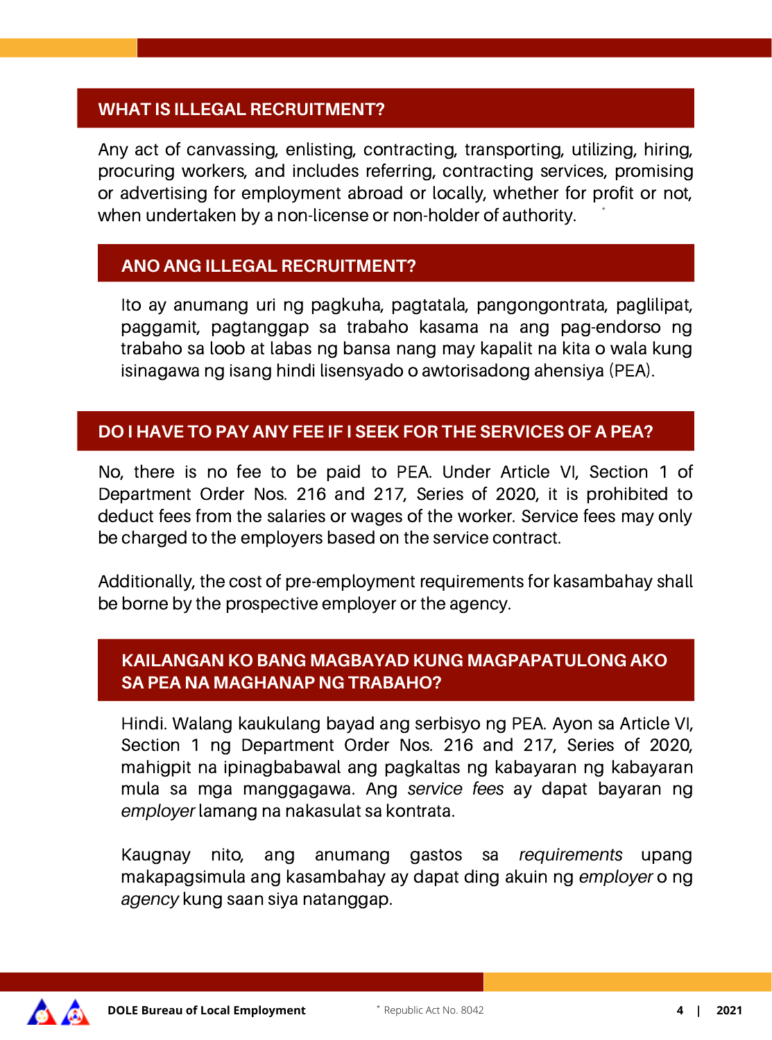## WHAT IS ILLEGAL RECRUITMENT?

Any act of canvassing, enlisting, contracting, transporting, utilizing, hiring, procuring workers, and includes referring, contracting services, promising or advertising for employment abroad or locally, whether for profit or not, when undertaken by a non-license or non-holder of authority. *

## ANO ANG ILLEGAL RECRUITMENT?

Ito ay anumang uri ng pagkuha, pagtatala, pangongontrata, paglilipat, paggamit, pagtanggap sa trabaho kasama na ang pag-endorso ng trabaho sa loob at labas ng bansa nang may kapalit na kita o wala kung isinagawa ng isang hindi lisensyado o awtorisadong ahensiya (PEA).

## DO I HAVE TO PAY ANY FEE IF I SEEK FOR THE SERVICES OF A PEA?

No, there is no fee to be paid to PEA. Under Article VI, Section 1 of Department Order Nos. 216 and 217, Series of 2020, it is prohibited to deduct fees from the salaries or wages of the worker. Service fees may only be charged to the employers based on the service contract.

Additionally, the cost of pre-employment requirements for kasambahay shall be borne by the prospective employer or the agency.

## KAILANGAN KO BANG MAGBAYAD KUNG MAGPAPATULONG AKO SA PEA NA MAGHANAP NG TRABAHO?

Hindi. Walang kaukulang bayad ang serbisyo ng PEA. Ayon sa Article VI, Section 1 ng Department Order Nos. 216 and 217, Series of 2020, mahigpit na ipinagbabawal ang pagkaltas ng kabayaran ng kabayaran mula sa mga manggagawa. Ang *service fees* ay dapat bayaran ng *employer* lamang na nakasulat sa kontrata.

Kaugnay nito, ang anumang gastos sa *requirements* upang makapagsimula ang kasambahay ay dapat ding akuin ng *employer* o ng *agency* kung saan siya natanggap.

* Republic Act No. 8042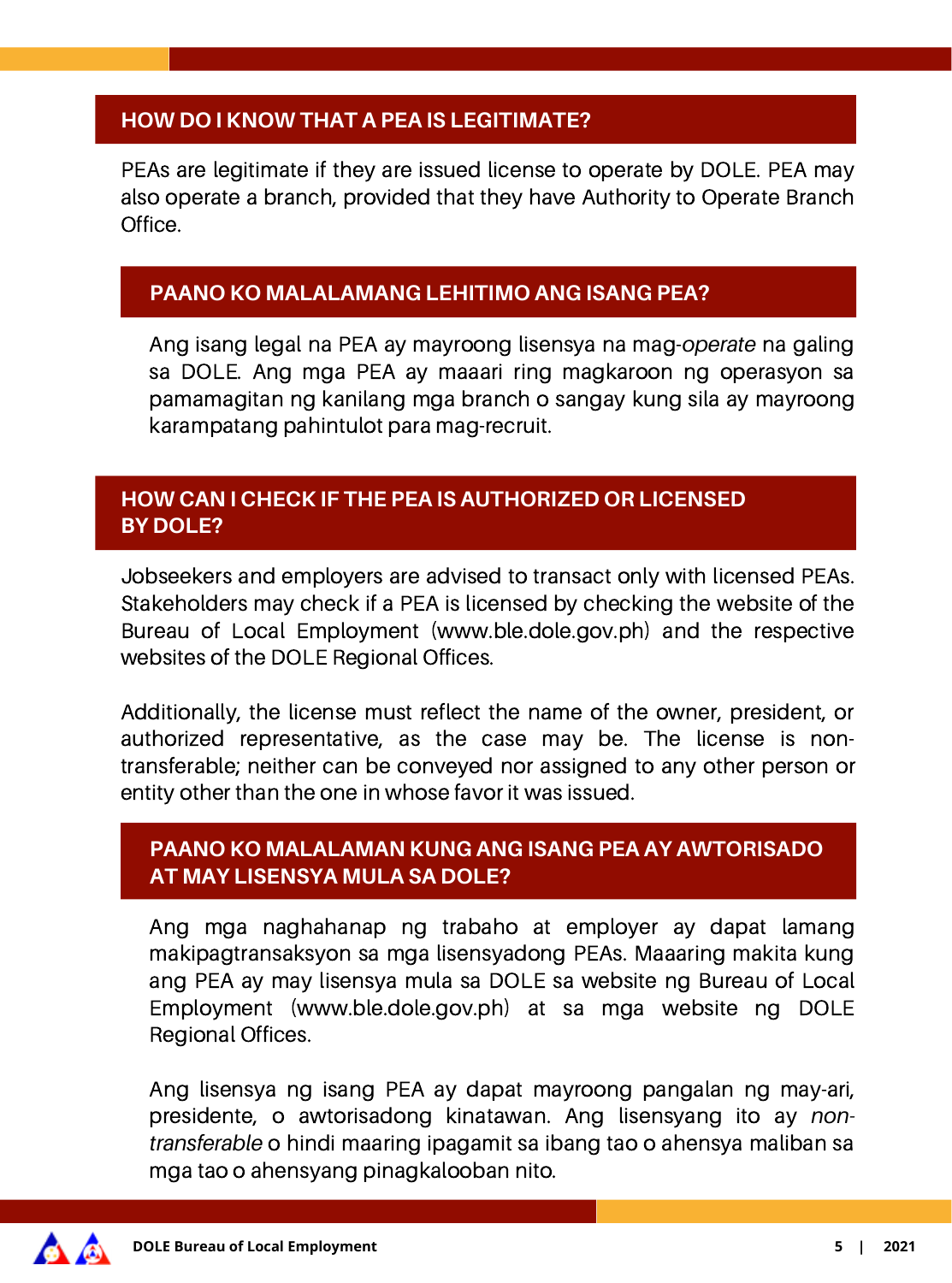## HOW DO I KNOW THAT A PEA IS LEGITIMATE?

PEAs are legitimate if they are issued license to operate by DOLE. PEA may also operate a branch, provided that they have Authority to Operate Branch Office.

## PAANO KO MALALAMANG LEHITIMO ANG ISANG PEA?

Ang isang legal na PEA ay mayroong lisensya na mag-*operate* na galing sa DOLE. Ang mga PEA ay maaari ring magkaroon ng operasyon sa pamamagitan ng kanilang mga branch o sangay kung sila ay mayroong karampatang pahintulot para mag-recruit.

## HOW CAN I CHECK IF THE PEA IS AUTHORIZED OR LICENSED BY DOLE?

Jobseekers and employers are advised to transact only with licensed PEAs. Stakeholders may check if a PEA is licensed by checking the website of the Bureau of Local Employment (www.ble.dole.gov.ph) and the respective websites of the DOLE Regional Offices.

Additionally, the license must reflect the name of the owner, president, or authorized representative, as the case may be. The license is non-transferable; neither can be conveyed nor assigned to any other person or entity other than the one in whose favor it was issued.

## PAANO KO MALALAMAN KUNG ANG ISANG PEA AY AWTORISADO AT MAY LISENSYA MULA SA DOLE?

Ang mga naghahanap ng trabaho at employer ay dapat lamang makipagtransaksyon sa mga lisensyadong PEAs. Maaaring makita kung ang PEA ay may lisensya mula sa DOLE sa website ng Bureau of Local Employment (www.ble.dole.gov.ph) at sa mga website ng DOLE Regional Offices.

Ang lisensya ng isang PEA ay dapat mayroong pangalan ng may-ari, presidente, o awtorisadong kinatawan. Ang lisensyang ito ay *non-transferable* o hindi maaring ipagamit sa ibang tao o ahensya maliban sa mga tao o ahensyang pinagkalooban nito.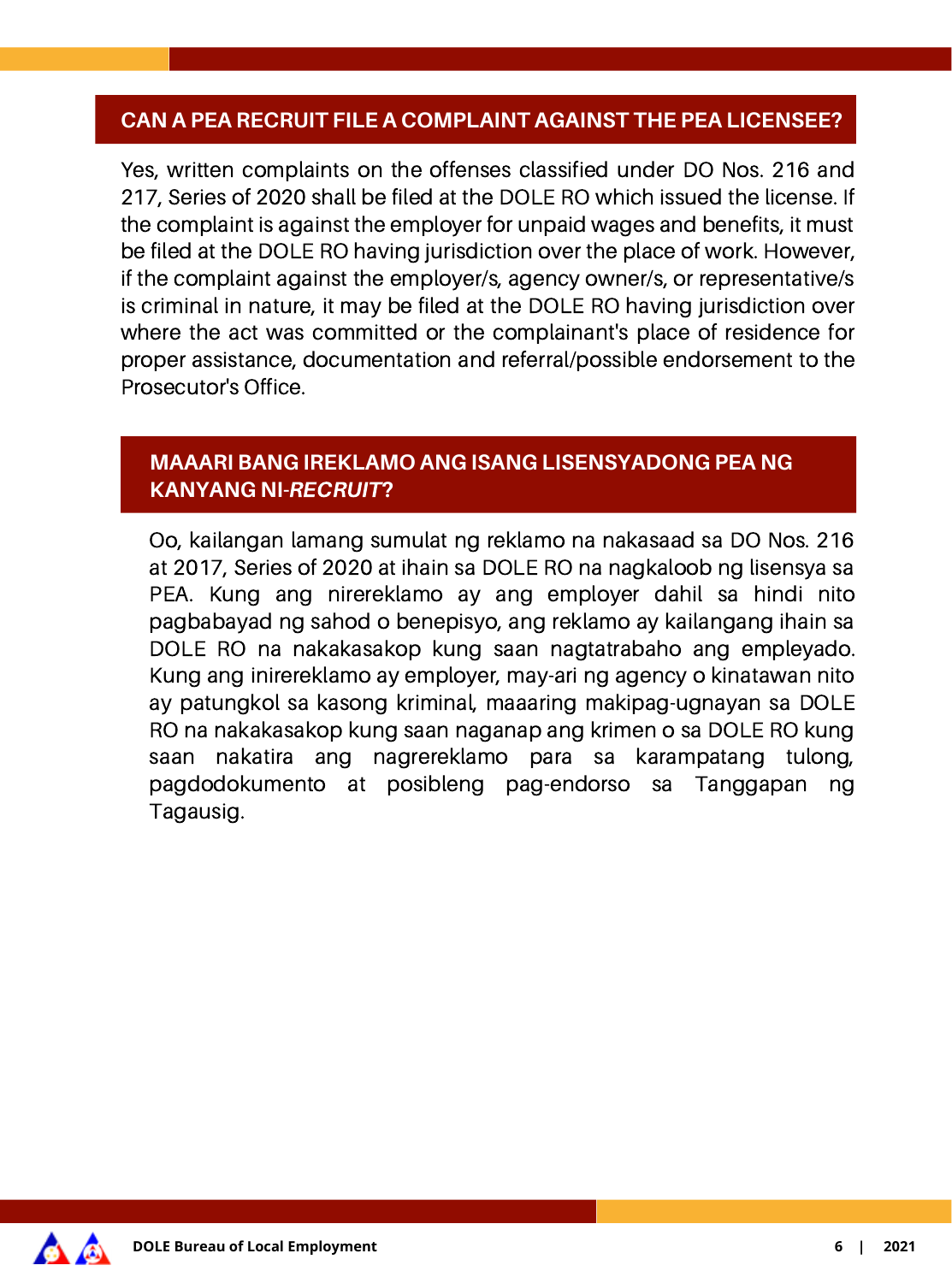## CAN A PEA RECRUIT FILE A COMPLAINT AGAINST THE PEA LICENSEE?

Yes, written complaints on the offenses classified under DO Nos. 216 and 217, Series of 2020 shall be filed at the DOLE RO which issued the license. If the complaint is against the employer for unpaid wages and benefits, it must be filed at the DOLE RO having jurisdiction over the place of work. However, if the complaint against the employer/s, agency owner/s, or representative/s is criminal in nature, it may be filed at the DOLE RO having jurisdiction over where the act was committed or the complainant's place of residence for proper assistance, documentation and referral/possible endorsement to the Prosecutor's Office.

## MAAARI BANG IREKLAMO ANG ISANG LISENSYADONG PEA NG KANYANG NI-*RECRUIT*?

Oo, kailangan lamang sumulat ng reklamo na nakasaad sa DO Nos. 216 at 2017, Series of 2020 at ihain sa DOLE RO na nagkaloob ng lisensya sa PEA. Kung ang nirereklamo ay ang employer dahil sa hindi nito pagbabayad ng sahod o benepisyo, ang reklamo ay kailangang ihain sa DOLE RO na nakakasakop kung saan nagtatrabaho ang empleyado. Kung ang inirereklamo ay employer, may-ari ng agency o kinatawan nito ay patungkol sa kasong kriminal, maaaring makipag-ugnayan sa DOLE RO na nakakasakop kung saan naganap ang krimen o sa DOLE RO kung saan nakatira ang nagrereklamo para sa karampatang tulong, pagdodokumento at posibleng pag-endorso sa Tanggapan ng Tagausig.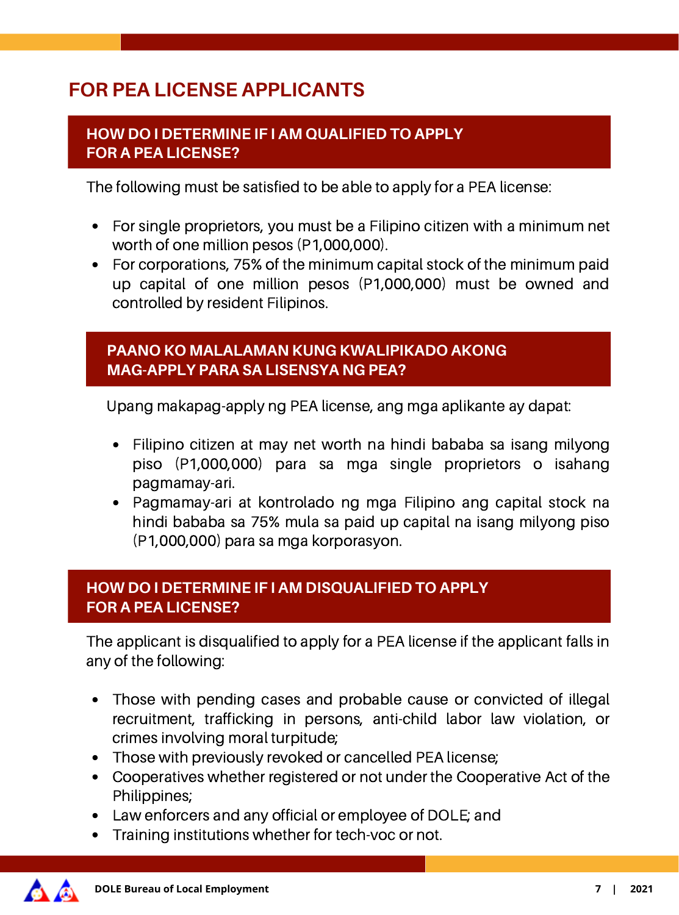# FOR PEA LICENSE APPLICANTS

## HOW DO I DETERMINE IF I AM QUALIFIED TO APPLY FOR A PEA LICENSE?

The following must be satisfied to be able to apply for a PEA license:

- For single proprietors, you must be a Filipino citizen with a minimum net worth of one million pesos (P1,000,000).
- For corporations, 75% of the minimum capital stock of the minimum paid up capital of one million pesos (P1,000,000) must be owned and controlled by resident Filipinos.

## PAANO KO MALALAMAN KUNG KWALIPIKADO AKONG MAG-APPLY PARA SA LISENSYA NG PEA?

Upang makapag-apply ng PEA license, ang mga aplikante ay dapat:

- Filipino citizen at may net worth na hindi bababa sa isang milyong piso (P1,000,000) para sa mga single proprietors o isahang pagmamay-ari.
- Pagmamay-ari at kontrolado ng mga Filipino ang capital stock na hindi bababa sa 75% mula sa paid up capital na isang milyong piso (P1,000,000) para sa mga korporasyon.

## HOW DO I DETERMINE IF I AM DISQUALIFIED TO APPLY FOR A PEA LICENSE?

The applicant is disqualified to apply for a PEA license if the applicant falls in any of the following:

- Those with pending cases and probable cause or convicted of illegal recruitment, trafficking in persons, anti-child labor law violation, or crimes involving moral turpitude;
- Those with previously revoked or cancelled PEA license;
- Cooperatives whether registered or not under the Cooperative Act of the Philippines;
- Law enforcers and any official or employee of DOLE; and
- Training institutions whether for tech-voc or not.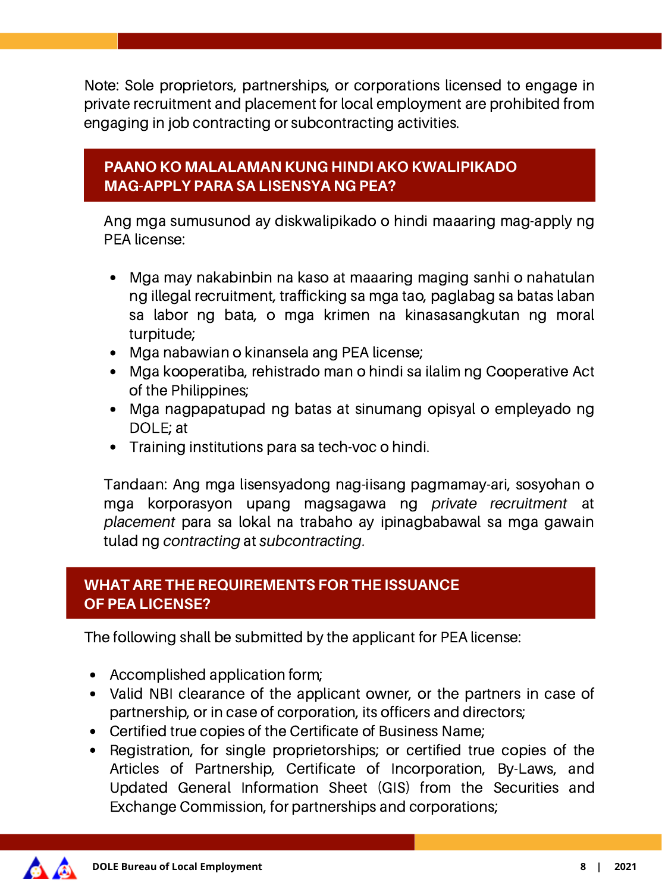Note: Sole proprietors, partnerships, or corporations licensed to engage in private recruitment and placement for local employment are prohibited from engaging in job contracting or subcontracting activities.

## PAANO KO MALALAMAN KUNG HINDI AKO KWALIPIKADO MAG-APPLY PARA SA LISENSYA NG PEA?

Ang mga sumusunod ay diskwalipikado o hindi maaaring mag-apply ng PEA license:

- Mga may nakabinbin na kaso at maaaring maging sanhi o nahatulan ng illegal recruitment, trafficking sa mga tao, paglabag sa batas laban sa labor ng bata, o mga krimen na kinasasangkutan ng moral turpitude;
- Mga nabawian o kinansela ang PEA license;
- Mga kooperatiba, rehistrado man o hindi sa ilalim ng Cooperative Act of the Philippines;
- Mga nagpapatupad ng batas at sinumang opisyal o empleyado ng DOLE; at
- Training institutions para sa tech-voc o hindi.

Tandaan: Ang mga lisensyadong nag-iisang pagmamay-ari, sosyohan o mga korporasyon upang magsagawa ng *private recruitment* at *placement* para sa lokal na trabaho ay ipinagbabawal sa mga gawain tulad ng *contracting* at *subcontracting*.

## WHAT ARE THE REQUIREMENTS FOR THE ISSUANCE OF PEA LICENSE?

The following shall be submitted by the applicant for PEA license:

- Accomplished application form;
- Valid NBI clearance of the applicant owner, or the partners in case of partnership, or in case of corporation, its officers and directors;
- Certified true copies of the Certificate of Business Name;
- Registration, for single proprietorships; or certified true copies of the Articles of Partnership, Certificate of Incorporation, By-Laws, and Updated General Information Sheet (GIS) from the Securities and Exchange Commission, for partnerships and corporations;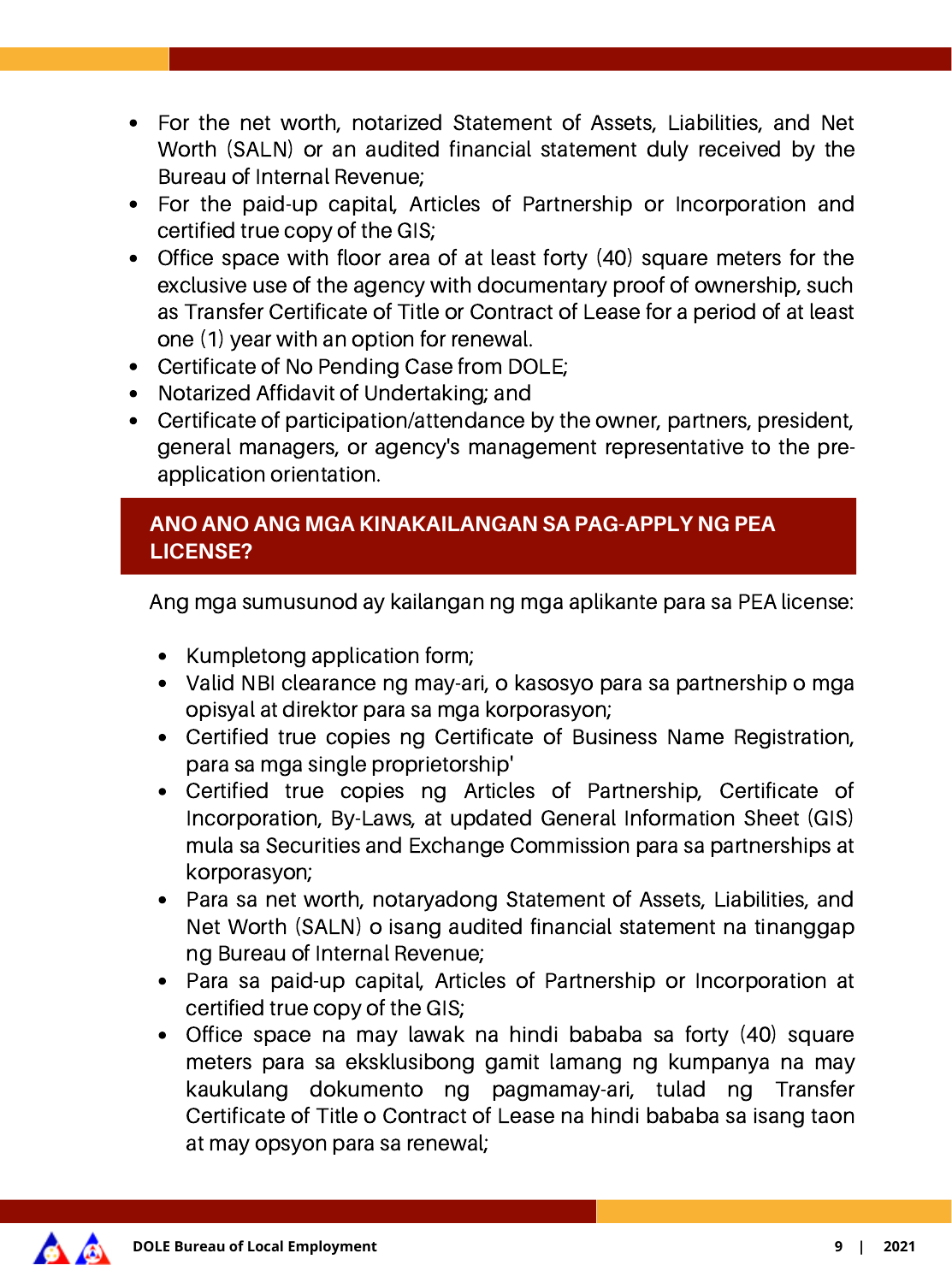- For the net worth, notarized Statement of Assets, Liabilities, and Net Worth (SALN) or an audited financial statement duly received by the Bureau of Internal Revenue;
- For the paid-up capital, Articles of Partnership or Incorporation and certified true copy of the GIS;
- Office space with floor area of at least forty (40) square meters for the exclusive use of the agency with documentary proof of ownership, such as Transfer Certificate of Title or Contract of Lease for a period of at least one (1) year with an option for renewal.
- Certificate of No Pending Case from DOLE;
- Notarized Affidavit of Undertaking; and
- Certificate of participation/attendance by the owner, partners, president, general managers, or agency's management representative to the pre-application orientation.

## ANO ANO ANG MGA KINAKAILANGAN SA PAG-APPLY NG PEA LICENSE?

Ang mga sumusunod ay kailangan ng mga aplikante para sa PEA license:

- Kumpletong application form;
- Valid NBI clearance ng may-ari, o kasosyo para sa partnership o mga opisyal at direktor para sa mga korporasyon;
- Certified true copies ng Certificate of Business Name Registration, para sa mga single proprietorship'
- Certified true copies ng Articles of Partnership, Certificate of Incorporation, By-Laws, at updated General Information Sheet (GIS) mula sa Securities and Exchange Commission para sa partnerships at korporasyon;
- Para sa net worth, notaryadong Statement of Assets, Liabilities, and Net Worth (SALN) o isang audited financial statement na tinanggap ng Bureau of Internal Revenue;
- Para sa paid-up capital, Articles of Partnership or Incorporation at certified true copy of the GIS;
- Office space na may lawak na hindi bababa sa forty (40) square meters para sa eksklusibong gamit lamang ng kumpanya na may kaukulang dokumento ng pagmamay-ari, tulad ng Transfer Certificate of Title o Contract of Lease na hindi bababa sa isang taon at may opsyon para sa renewal;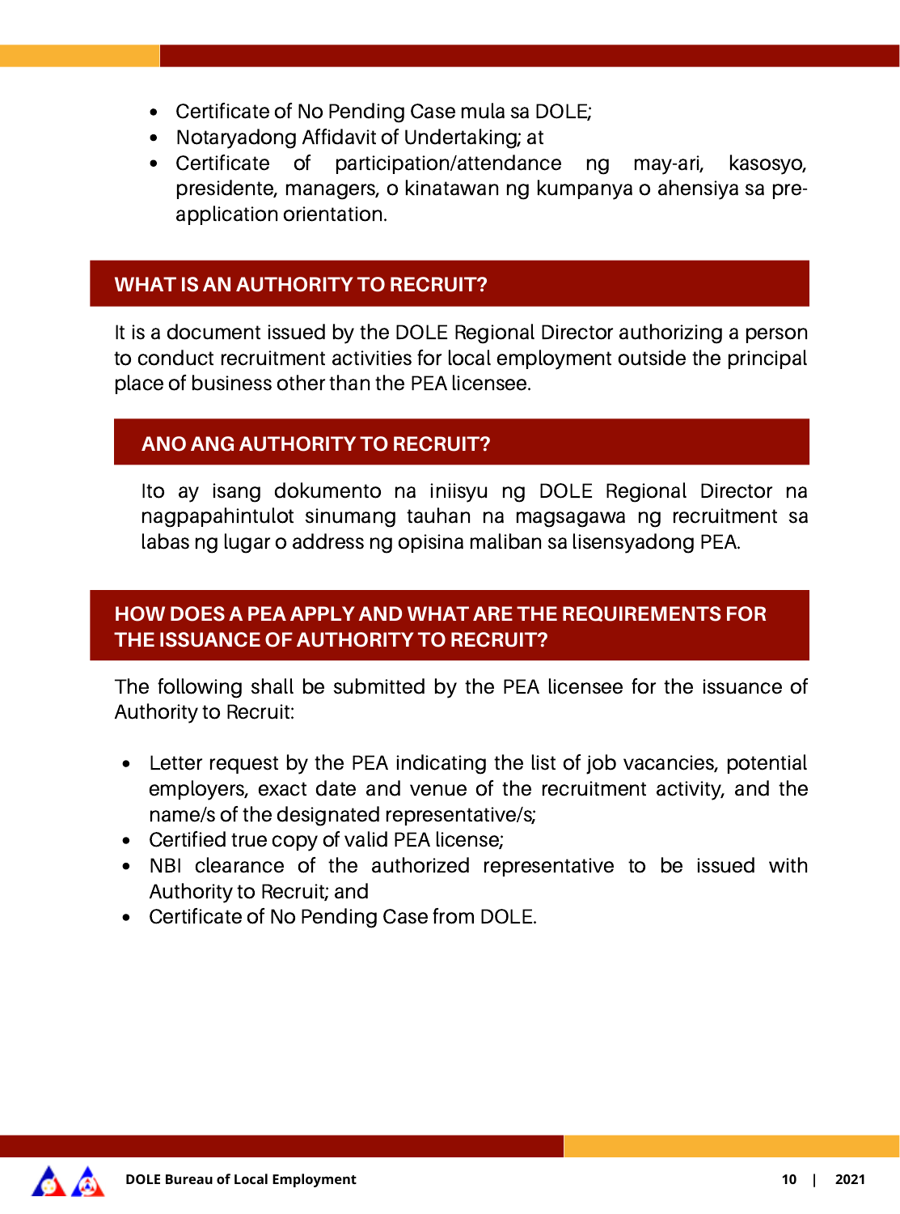- Certificate of No Pending Case mula sa DOLE;
- Notaryadong Affidavit of Undertaking; at
- Certificate of participation/attendance ng may-ari, kasosyo, presidente, managers, o kinatawan ng kumpanya o ahensiya sa pre-application orientation.

## WHAT IS AN AUTHORITY TO RECRUIT?

It is a document issued by the DOLE Regional Director authorizing a person to conduct recruitment activities for local employment outside the principal place of business other than the PEA licensee.

## ANO ANG AUTHORITY TO RECRUIT?

Ito ay isang dokumento na iniisyu ng DOLE Regional Director na nagpapahintulot sinumang tauhan na magsagawa ng recruitment sa labas ng lugar o address ng opisina maliban sa lisensyadong PEA.

## HOW DOES A PEA APPLY AND WHAT ARE THE REQUIREMENTS FOR THE ISSUANCE OF AUTHORITY TO RECRUIT?

The following shall be submitted by the PEA licensee for the issuance of Authority to Recruit:

- Letter request by the PEA indicating the list of job vacancies, potential employers, exact date and venue of the recruitment activity, and the name/s of the designated representative/s;
- Certified true copy of valid PEA license;
- NBI clearance of the authorized representative to be issued with Authority to Recruit; and
- Certificate of No Pending Case from DOLE.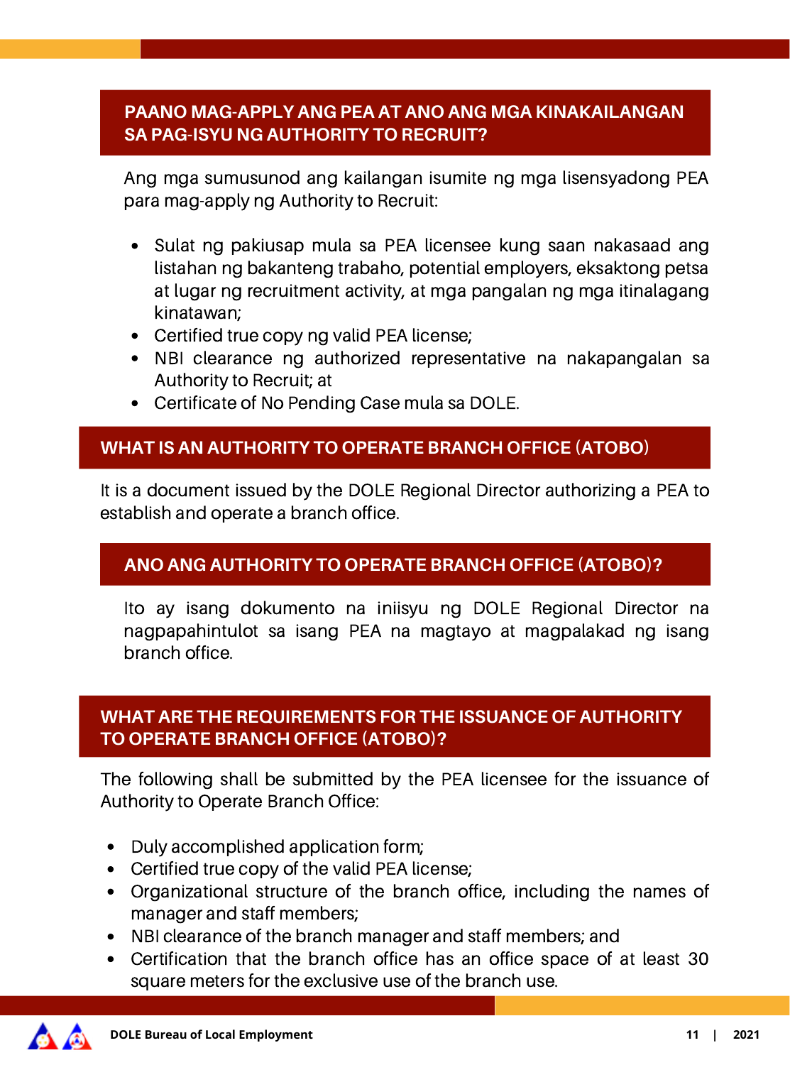## PAANO MAG-APPLY ANG PEA AT ANO ANG MGA KINAKAILANGAN SA PAG-ISYU NG AUTHORITY TO RECRUIT?

Ang mga sumusunod ang kailangan isumite ng mga lisensyadong PEA para mag-apply ng Authority to Recruit:

- Sulat ng pakiusap mula sa PEA licensee kung saan nakasaad ang listahan ng bakanteng trabaho, potential employers, eksaktong petsa at lugar ng recruitment activity, at mga pangalan ng mga itinalagang kinatawan;
- Certified true copy ng valid PEA license;
- NBI clearance ng authorized representative na nakapangalan sa Authority to Recruit; at
- Certificate of No Pending Case mula sa DOLE.

## WHAT IS AN AUTHORITY TO OPERATE BRANCH OFFICE (ATOBO)

It is a document issued by the DOLE Regional Director authorizing a PEA to establish and operate a branch office.

## ANO ANG AUTHORITY TO OPERATE BRANCH OFFICE (ATOBO)?

Ito ay isang dokumento na iniisyu ng DOLE Regional Director na nagpapahintulot sa isang PEA na magtayo at magpalakad ng isang branch office.

## WHAT ARE THE REQUIREMENTS FOR THE ISSUANCE OF AUTHORITY TO OPERATE BRANCH OFFICE (ATOBO)?

The following shall be submitted by the PEA licensee for the issuance of Authority to Operate Branch Office:

- Duly accomplished application form;
- Certified true copy of the valid PEA license;
- Organizational structure of the branch office, including the names of manager and staff members;
- NBI clearance of the branch manager and staff members; and
- Certification that the branch office has an office space of at least 30 square meters for the exclusive use of the branch use.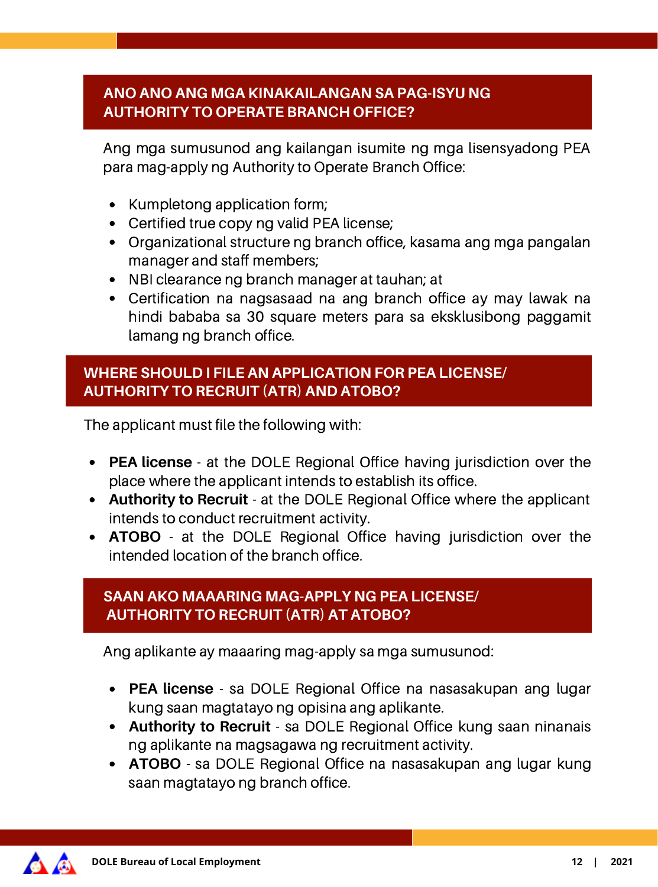## ANO ANO ANG MGA KINAKAILANGAN SA PAG-ISYU NG AUTHORITY TO OPERATE BRANCH OFFICE?

Ang mga sumusunod ang kailangan isumite ng mga lisensyadong PEA para mag-apply ng Authority to Operate Branch Office:

- Kumpletong application form;
- Certified true copy ng valid PEA license;
- Organizational structure ng branch office, kasama ang mga pangalan manager and staff members;
- NBI clearance ng branch manager at tauhan; at
- Certification na nagsasaad na ang branch office ay may lawak na hindi bababa sa 30 square meters para sa eksklusibong paggamit lamang ng branch office.

## WHERE SHOULD I FILE AN APPLICATION FOR PEA LICENSE/ AUTHORITY TO RECRUIT (ATR) AND ATOBO?

The applicant must file the following with:

- **PEA license** - at the DOLE Regional Office having jurisdiction over the place where the applicant intends to establish its office.
- **Authority to Recruit** - at the DOLE Regional Office where the applicant intends to conduct recruitment activity.
- **ATOBO** - at the DOLE Regional Office having jurisdiction over the intended location of the branch office.

## SAAN AKO MAAARING MAG-APPLY NG PEA LICENSE/ AUTHORITY TO RECRUIT (ATR) AT ATOBO?

Ang aplikante ay maaaring mag-apply sa mga sumusunod:

- **PEA license** - sa DOLE Regional Office na nasasakupan ang lugar kung saan magtatayo ng opisina ang aplikante.
- **Authority to Recruit** - sa DOLE Regional Office kung saan ninanais ng aplikante na magsagawa ng recruitment activity.
- **ATOBO** - sa DOLE Regional Office na nasasakupan ang lugar kung saan magtatayo ng branch office.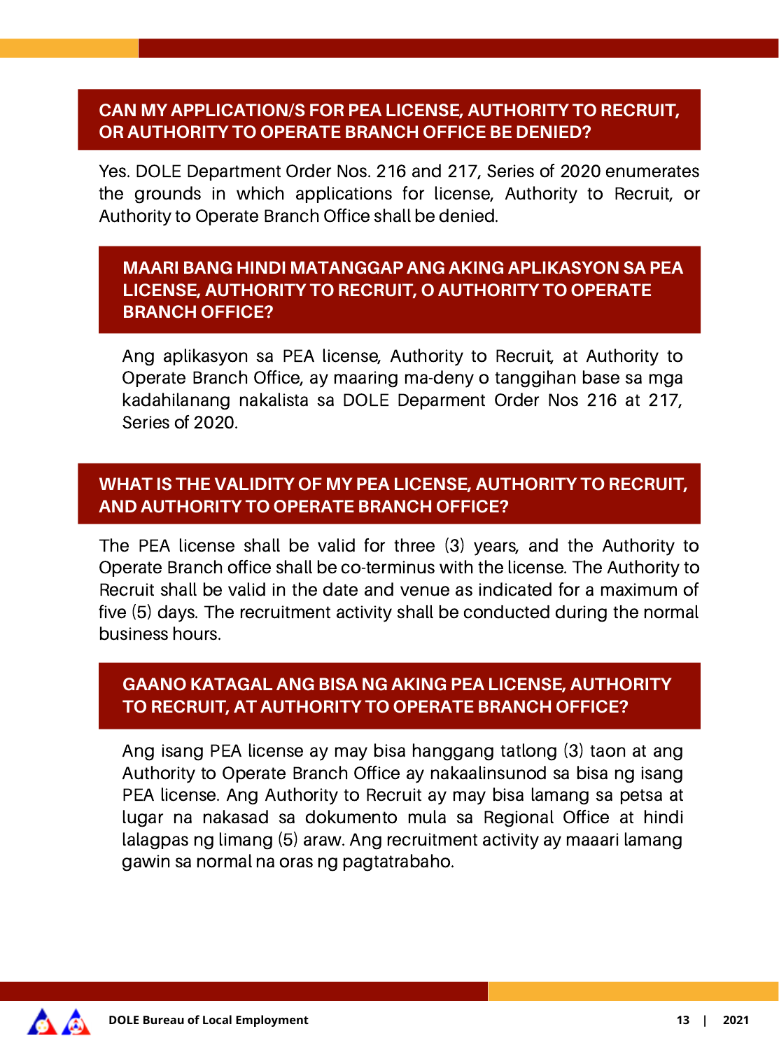## CAN MY APPLICATION/S FOR PEA LICENSE, AUTHORITY TO RECRUIT, OR AUTHORITY TO OPERATE BRANCH OFFICE BE DENIED?

Yes. DOLE Department Order Nos. 216 and 217, Series of 2020 enumerates the grounds in which applications for license, Authority to Recruit, or Authority to Operate Branch Office shall be denied.

### MAARI BANG HINDI MATANGGAP ANG AKING APLIKASYON SA PEA LICENSE, AUTHORITY TO RECRUIT, O AUTHORITY TO OPERATE BRANCH OFFICE?

Ang aplikasyon sa PEA license, Authority to Recruit, at Authority to Operate Branch Office, ay maaring ma-deny o tanggihan base sa mga kadahilanang nakalista sa DOLE Deparment Order Nos 216 at 217, Series of 2020.

## WHAT IS THE VALIDITY OF MY PEA LICENSE, AUTHORITY TO RECRUIT, AND AUTHORITY TO OPERATE BRANCH OFFICE?

The PEA license shall be valid for three (3) years, and the Authority to Operate Branch office shall be co-terminus with the license. The Authority to Recruit shall be valid in the date and venue as indicated for a maximum of five (5) days. The recruitment activity shall be conducted during the normal business hours.

### GAANO KATAGAL ANG BISA NG AKING PEA LICENSE, AUTHORITY TO RECRUIT, AT AUTHORITY TO OPERATE BRANCH OFFICE?

Ang isang PEA license ay may bisa hanggang tatlong (3) taon at ang Authority to Operate Branch Office ay nakaalinsunod sa bisa ng isang PEA license. Ang Authority to Recruit ay may bisa lamang sa petsa at lugar na nakasad sa dokumento mula sa Regional Office at hindi lalagpas ng limang (5) araw. Ang recruitment activity ay maaari lamang gawin sa normal na oras ng pagtatrabaho.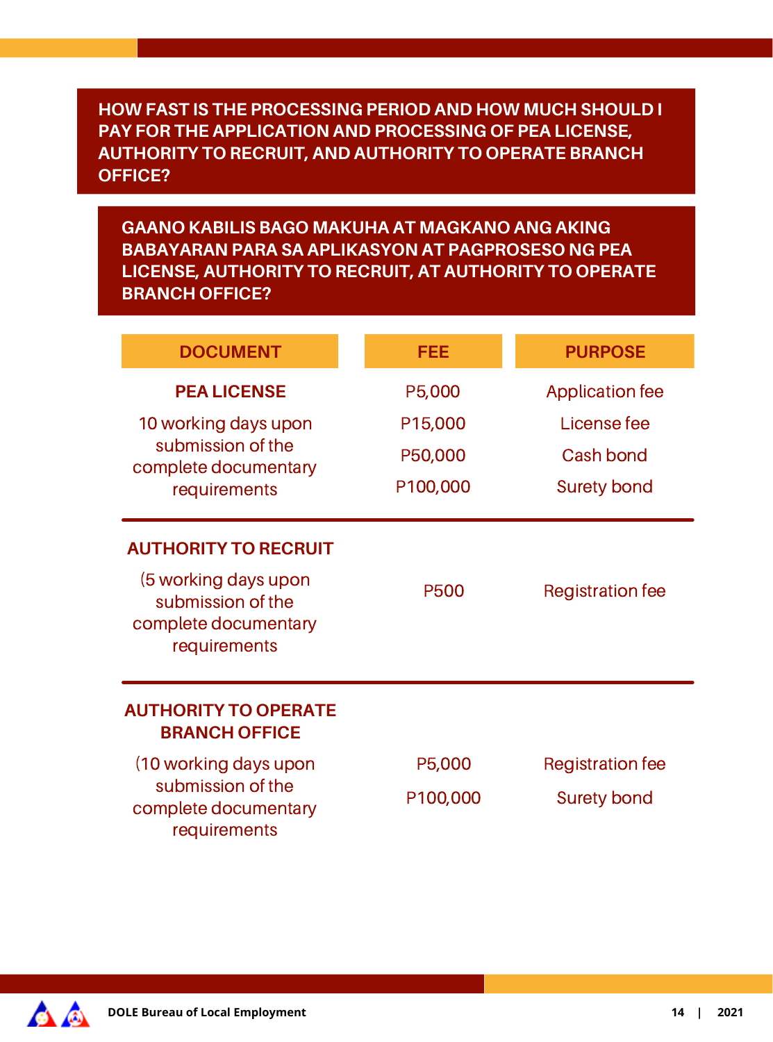## HOW FAST IS THE PROCESSING PERIOD AND HOW MUCH SHOULD I PAY FOR THE APPLICATION AND PROCESSING OF PEA LICENSE, AUTHORITY TO RECRUIT, AND AUTHORITY TO OPERATE BRANCH OFFICE?

## GAANO KABILIS BAGO MAKUHA AT MAGKANO ANG AKING BABAYARAN PARA SA APLIKASYON AT PAGPROSESO NG PEA LICENSE, AUTHORITY TO RECRUIT, AT AUTHORITY TO OPERATE BRANCH OFFICE?

| DOCUMENT | FEE | PURPOSE |
| --- | --- | --- |
| **PEA LICENSE** 10 working days upon submission of the complete documentary requirements | P5,000 | Application fee |
| | P15,000 | License fee |
| | P50,000 | Cash bond |
| | P100,000 | Surety bond |
| **AUTHORITY TO RECRUIT** (5 working days upon submission of the complete documentary requirements | P500 | Registration fee |
| **AUTHORITY TO OPERATE BRANCH OFFICE** (10 working days upon submission of the complete documentary requirements | P5,000 | Registration fee |
| | P100,000 | Surety bond |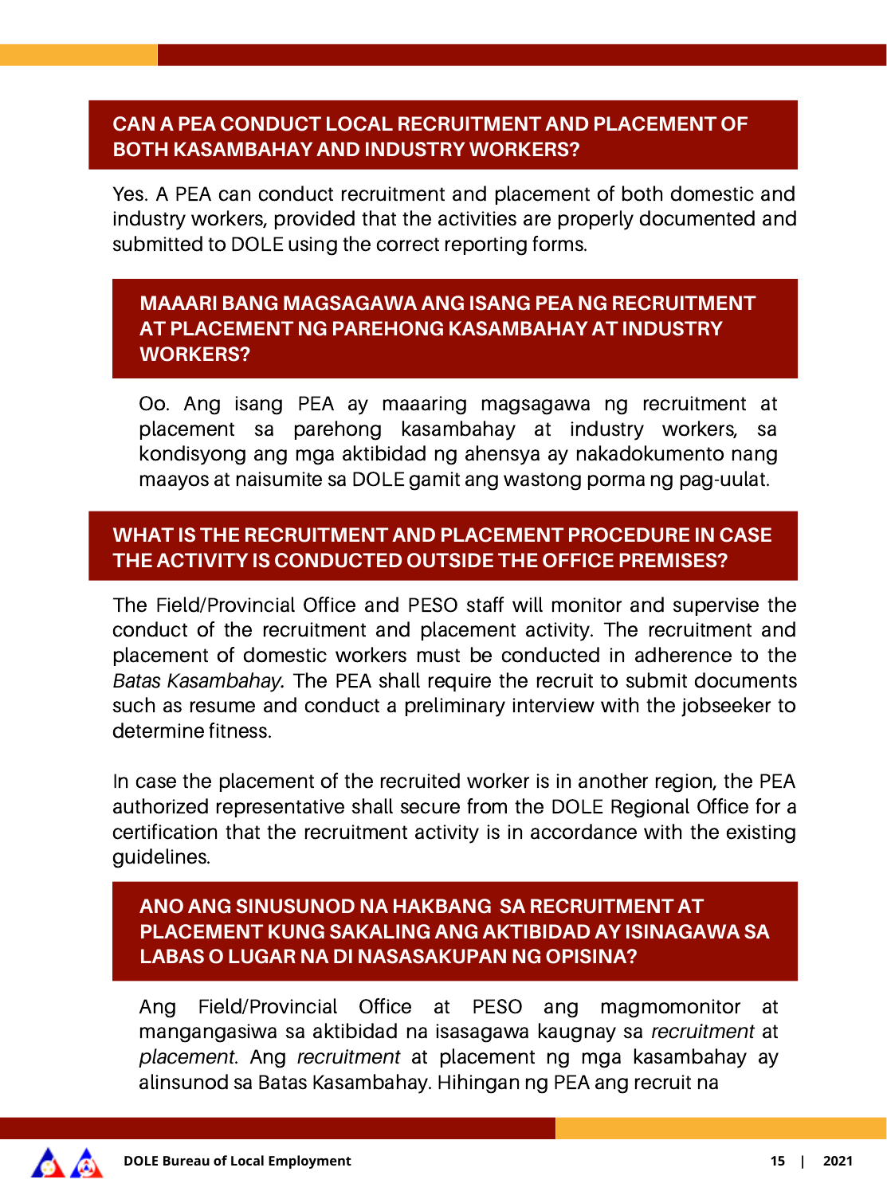### CAN A PEA CONDUCT LOCAL RECRUITMENT AND PLACEMENT OF BOTH KASAMBAHAY AND INDUSTRY WORKERS?

Yes. A PEA can conduct recruitment and placement of both domestic and industry workers, provided that the activities are properly documented and submitted to DOLE using the correct reporting forms.

### MAAARI BANG MAGSAGAWA ANG ISANG PEA NG RECRUITMENT AT PLACEMENT NG PAREHONG KASAMBAHAY AT INDUSTRY WORKERS?

Oo. Ang isang PEA ay maaaring magsagawa ng recruitment at placement sa parehong kasambahay at industry workers, sa kondisyong ang mga aktibidad ng ahensya ay nakadokumento nang maayos at naisumite sa DOLE gamit ang wastong porma ng pag-uulat.

### WHAT IS THE RECRUITMENT AND PLACEMENT PROCEDURE IN CASE THE ACTIVITY IS CONDUCTED OUTSIDE THE OFFICE PREMISES?

The Field/Provincial Office and PESO staff will monitor and supervise the conduct of the recruitment and placement activity. The recruitment and placement of domestic workers must be conducted in adherence to the *Batas Kasambahay.* The PEA shall require the recruit to submit documents such as resume and conduct a preliminary interview with the jobseeker to determine fitness.

In case the placement of the recruited worker is in another region, the PEA authorized representative shall secure from the DOLE Regional Office for a certification that the recruitment activity is in accordance with the existing guidelines.

### ANO ANG SINUSUNOD NA HAKBANG SA RECRUITMENT AT PLACEMENT KUNG SAKALING ANG AKTIBIDAD AY ISINAGAWA SA LABAS O LUGAR NA DI NASASAKUPAN NG OPISINA?

Ang Field/Provincial Office at PESO ang magmomonitor at mangangasiwa sa aktibidad na isasagawa kaugnay sa *recruitment* at *placement*. Ang *recruitment* at placement ng mga kasambahay ay alinsunod sa Batas Kasambahay. Hihingan ng PEA ang recruit na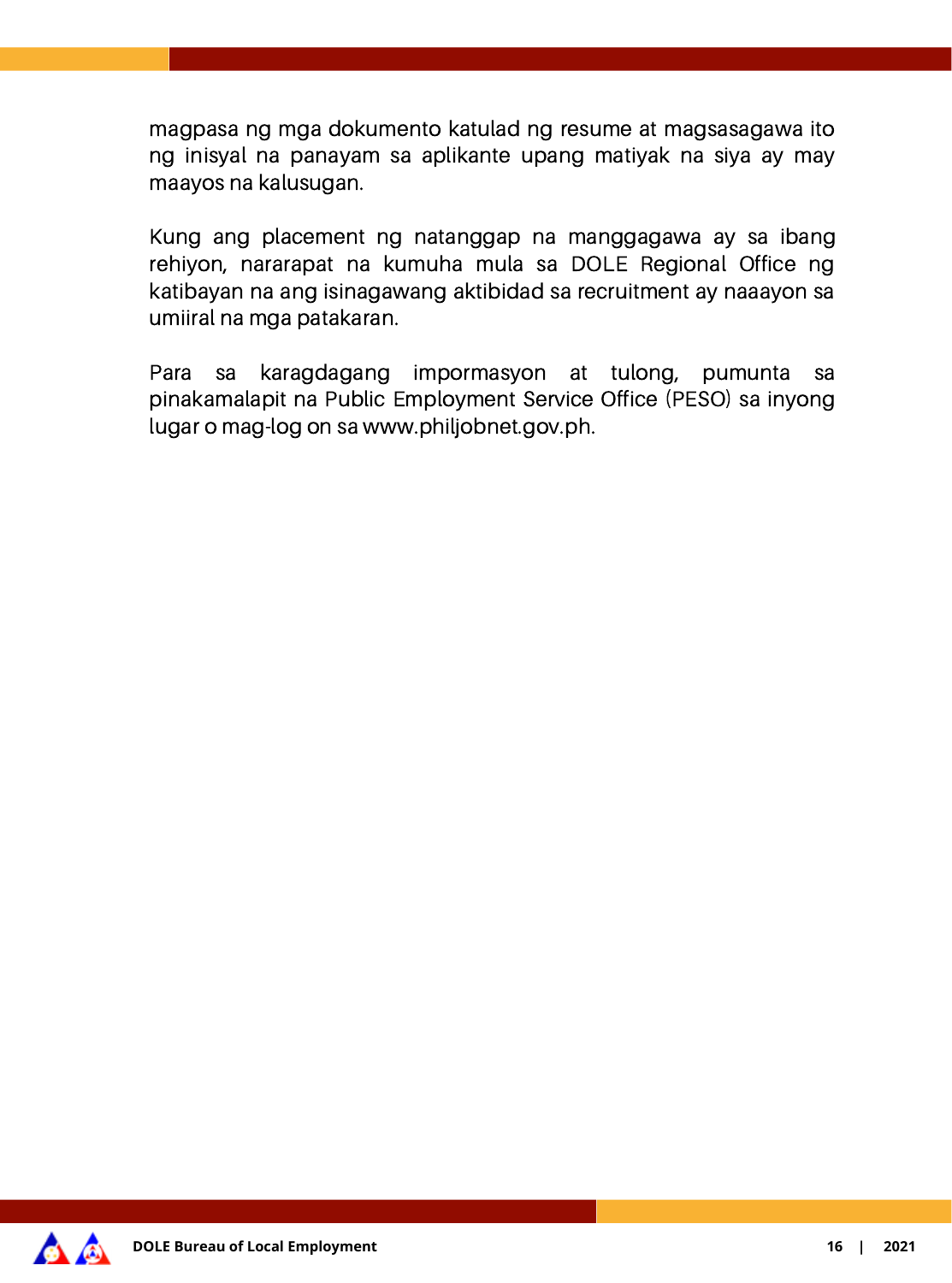magpasa ng mga dokumento katulad ng resume at magsasagawa ito ng inisyal na panayam sa aplikante upang matiyak na siya ay may maayos na kalusugan.

Kung ang placement ng natanggap na manggagawa ay sa ibang rehiyon, nararapat na kumuha mula sa DOLE Regional Office ng katibayan na ang isinagawang aktibidad sa recruitment ay naaayon sa umiiral na mga patakaran.

Para sa karagdagang impormasyon at tulong, pumunta sa pinakamalapit na Public Employment Service Office (PESO) sa inyong lugar o mag-log on sa www.philjobnet.gov.ph.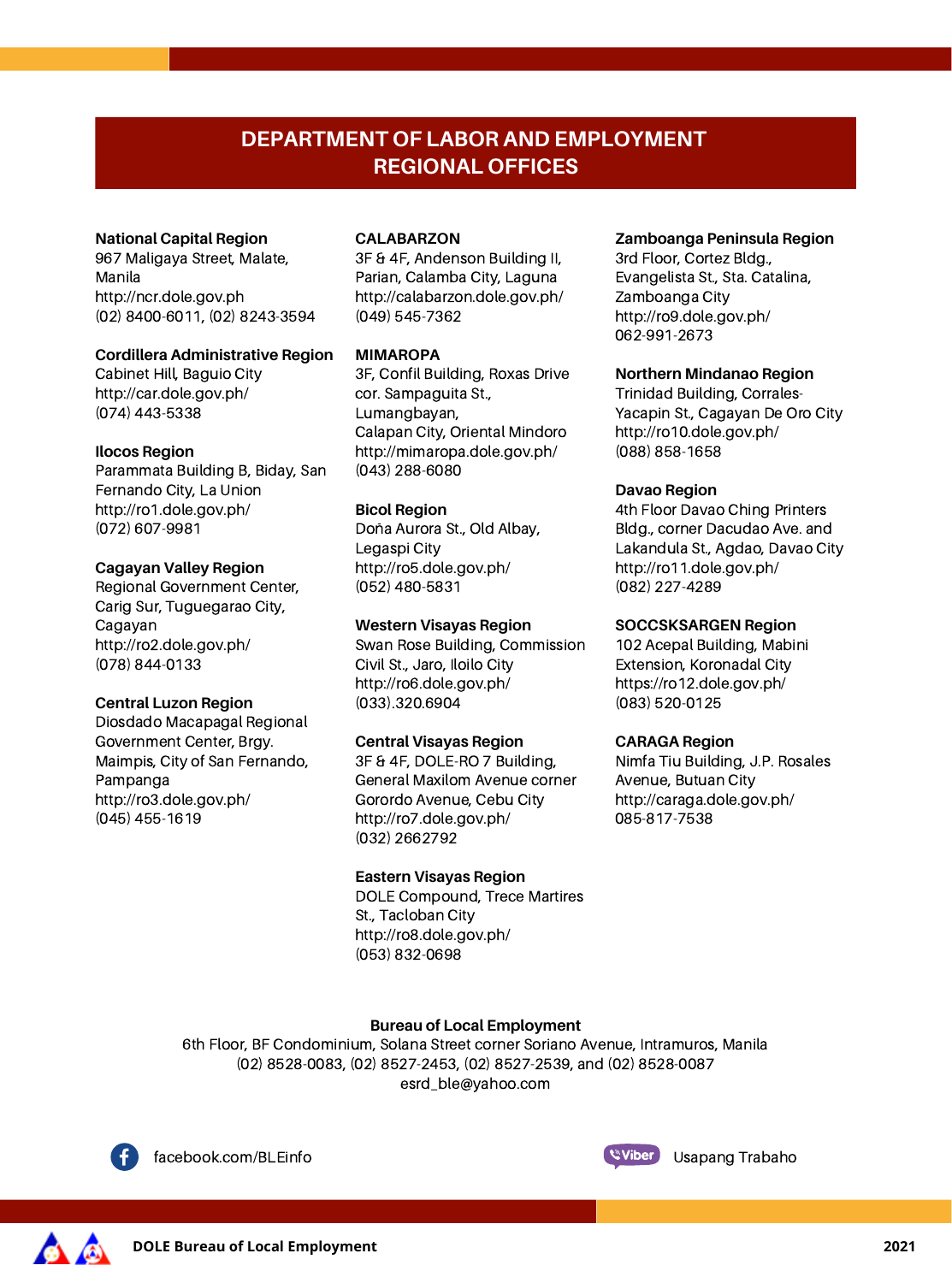# DEPARTMENT OF LABOR AND EMPLOYMENT REGIONAL OFFICES

**National Capital Region**
967 Maligaya Street, Malate, Manila
http://ncr.dole.gov.ph
(02) 8400-6011, (02) 8243-3594

**Cordillera Administrative Region**
Cabinet Hill, Baguio City
http://car.dole.gov.ph/
(074) 443-5338

**Ilocos Region**
Parammata Building B, Biday, San Fernando City, La Union
http://ro1.dole.gov.ph/
(072) 607-9981

**Cagayan Valley Region**
Regional Government Center, Carig Sur, Tuguegarao City, Cagayan
http://ro2.dole.gov.ph/
(078) 844-0133

**Central Luzon Region**
Diosdado Macapagal Regional Government Center, Brgy. Maimpis, City of San Fernando, Pampanga
http://ro3.dole.gov.ph/
(045) 455-1619

**CALABARZON**
3F & 4F, Andenson Building II, Parian, Calamba City, Laguna
http://calabarzon.dole.gov.ph/
(049) 545-7362

**MIMAROPA**
3F, Confil Building, Roxas Drive cor. Sampaguita St., Lumangbayan, Calapan City, Oriental Mindoro
http://mimaropa.dole.gov.ph/
(043) 288-6080

**Bicol Region**
Doña Aurora St., Old Albay, Legaspi City
http://ro5.dole.gov.ph/
(052) 480-5831

**Western Visayas Region**
Swan Rose Building, Commission Civil St., Jaro, Iloilo City
http://ro6.dole.gov.ph/
(033).320.6904

**Central Visayas Region**
3F & 4F, DOLE-RO 7 Building, General Maxilom Avenue corner Gorordo Avenue, Cebu City
http://ro7.dole.gov.ph/
(032) 2662792

**Eastern Visayas Region**
DOLE Compound, Trece Martires St., Tacloban City
http://ro8.dole.gov.ph/
(053) 832-0698

**Zamboanga Peninsula Region**
3rd Floor, Cortez Bldg., Evangelista St., Sta. Catalina, Zamboanga City
http://ro9.dole.gov.ph/
062-991-2673

**Northern Mindanao Region**
Trinidad Building, Corrales-Yacapin St., Cagayan De Oro City
http://ro10.dole.gov.ph/
(088) 858-1658

**Davao Region**
4th Floor Davao Ching Printers Bldg., corner Dacudao Ave. and Lakandula St., Agdao, Davao City
http://ro11.dole.gov.ph/
(082) 227-4289

**SOCCSKSARGEN Region**
102 Acepal Building, Mabini Extension, Koronadal City
https://ro12.dole.gov.ph/
(083) 520-0125

**CARAGA Region**
Nimfa Tiu Building, J.P. Rosales Avenue, Butuan City
http://caraga.dole.gov.ph/
085-817-7538

**Bureau of Local Employment**
6th Floor, BF Condominium, Solana Street corner Soriano Avenue, Intramuros, Manila
(02) 8528-0083, (02) 8527-2453, (02) 8527-2539, and (02) 8528-0087
esrd_ble@yahoo.com

facebook.com/BLEinfo

Viber Usapang Trabaho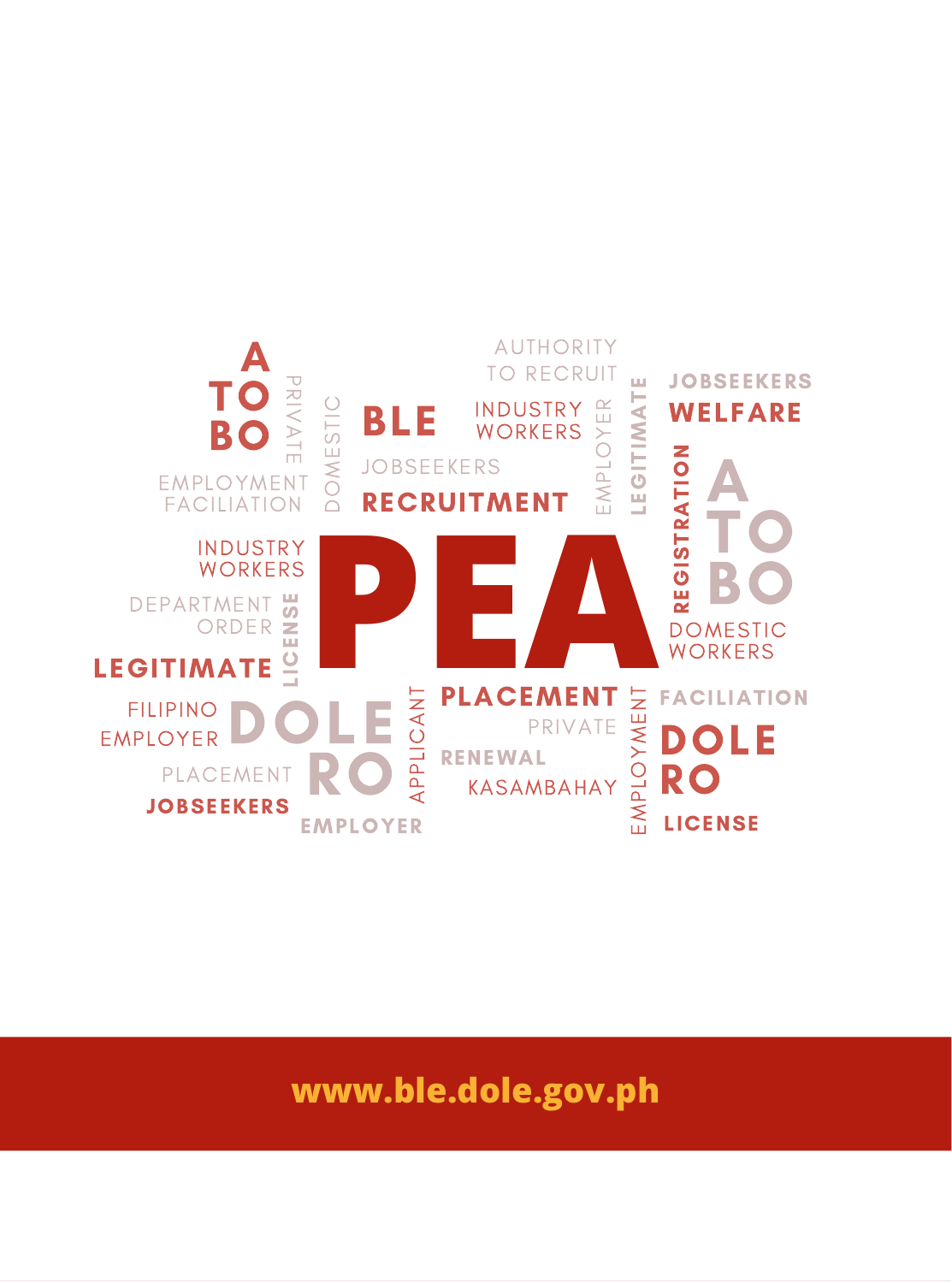A
TO
BO

PRIVATE

DOMESTIC

BLE

AUTHORITY
TO RECRUIT

INDUSTRY
WORKERS

EMPLOYER

LEGITIMATE

JOBSEEKERS

WELFARE

EMPLOYMENT
FACILIATION

JOBSEEKERS

RECRUITMENT

REGISTRATION

A
TO
BO

INDUSTRY
WORKERS

DEPARTMENT
ORDER

LICENSE

LEGITIMATE

PEA

DOMESTIC
WORKERS

FILIPINO
EMPLOYER

DOLE
RO

APPLICANT

PLACEMENT

PRIVATE

RENEWAL

KASAMBAHAY

EMPLOYMENT

FACILIATION

DOLE
RO

PLACEMENT

JOBSEEKERS

EMPLOYER

LICENSE

**www.ble.dole.gov.ph**